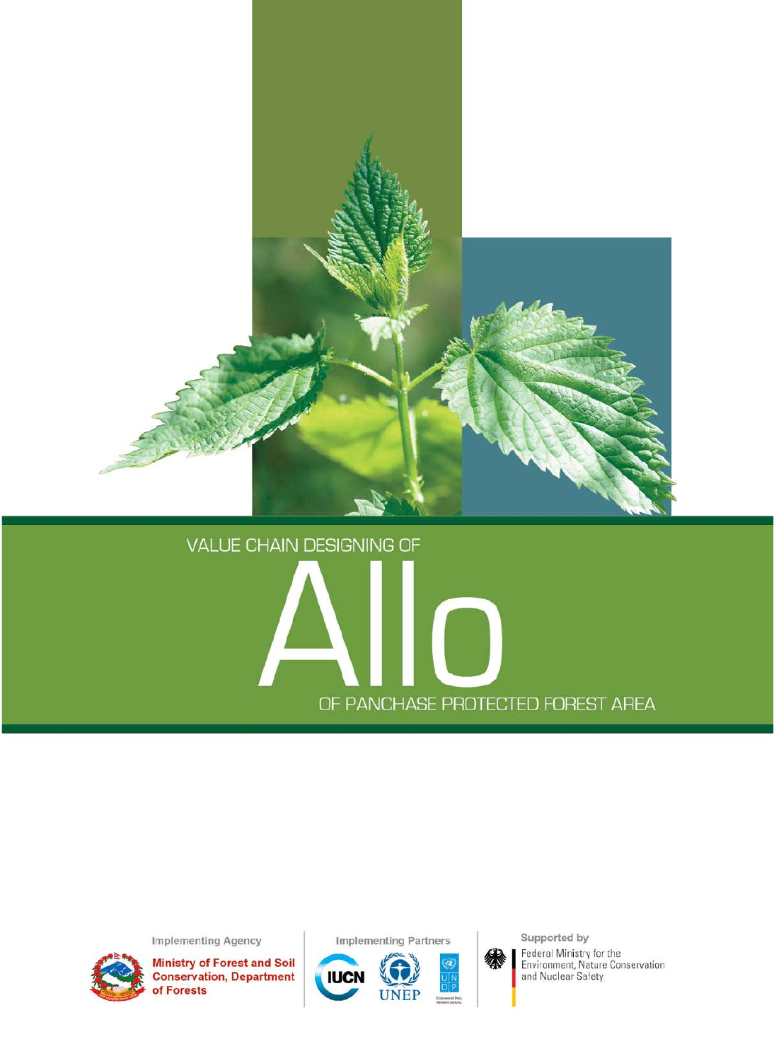# VALUE CHAIN DESIGNING OF Allo OF PANCHASE PROTECTED FOREST AREA

Implementing Agency

Ministry of Forest and Soil Conservation, Department of Forests

Implementing Partners

IUCN

UNEP

UNDP — Empowered lives. Resilient nations.

Supported by

Federal Ministry for the Environment, Nature Conservation and Nuclear Safety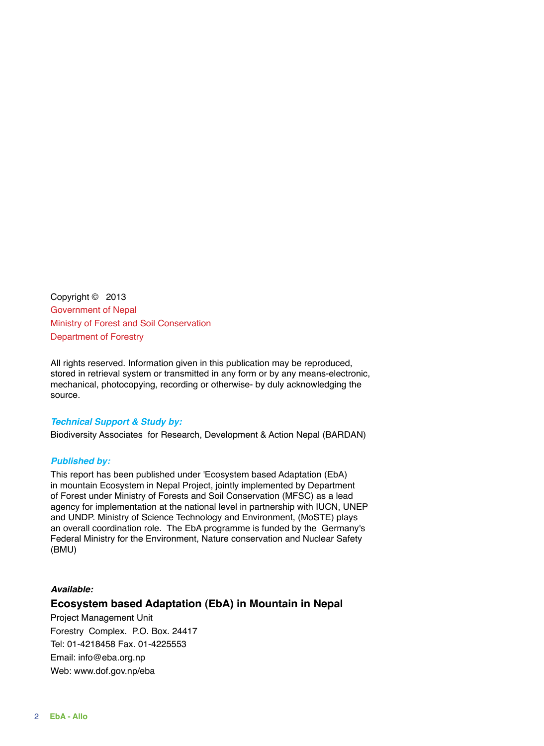Copyright © 2013

Government of Nepal

Ministry of Forest and Soil Conservation

Department of Forestry

All rights reserved. Information given in this publication may be reproduced, stored in retrieval system or transmitted in any form or by any means-electronic, mechanical, photocopying, recording or otherwise- by duly acknowledging the source.

***Technical Support & Study by:***

Biodiversity Associates for Research, Development & Action Nepal (BARDAN)

***Published by:***

This report has been published under 'Ecosystem based Adaptation (EbA) in mountain Ecosystem in Nepal Project, jointly implemented by Department of Forest under Ministry of Forests and Soil Conservation (MFSC) as a lead agency for implementation at the national level in partnership with IUCN, UNEP and UNDP. Ministry of Science Technology and Environment, (MoSTE) plays an overall coordination role. The EbA programme is funded by the Germany's Federal Ministry for the Environment, Nature conservation and Nuclear Safety (BMU)

***Available:***

**Ecosystem based Adaptation (EbA) in Mountain in Nepal**

Project Management Unit

Forestry Complex. P.O. Box. 24417

Tel: 01-4218458 Fax. 01-4225553

Email: info@eba.org.np

Web: www.dof.gov.np/eba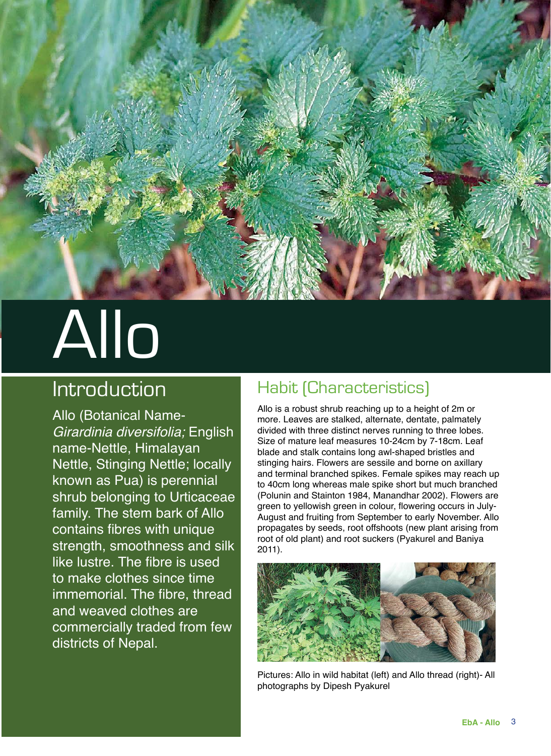# Allo

## Introduction

Allo (Botanical Name- *Girardinia diversifolia;* English name-Nettle, Himalayan Nettle, Stinging Nettle; locally known as Pua) is perennial shrub belonging to Urticaceae family. The stem bark of Allo contains fibres with unique strength, smoothness and silk like lustre. The fibre is used to make clothes since time immemorial. The fibre, thread and weaved clothes are commercially traded from few districts of Nepal.

## Habit (Characteristics)

Allo is a robust shrub reaching up to a height of 2m or more. Leaves are stalked, alternate, dentate, palmately divided with three distinct nerves running to three lobes. Size of mature leaf measures 10-24cm by 7-18cm. Leaf blade and stalk contains long awl-shaped bristles and stinging hairs. Flowers are sessile and borne on axillary and terminal branched spikes. Female spikes may reach up to 40cm long whereas male spike short but much branched (Polunin and Stainton 1984, Manandhar 2002). Flowers are green to yellowish green in colour, flowering occurs in July-August and fruiting from September to early November. Allo propagates by seeds, root offshoots (new plant arising from root of old plant) and root suckers (Pyakurel and Baniya 2011).

Pictures: Allo in wild habitat (left) and Allo thread (right)- All photographs by Dipesh Pyakurel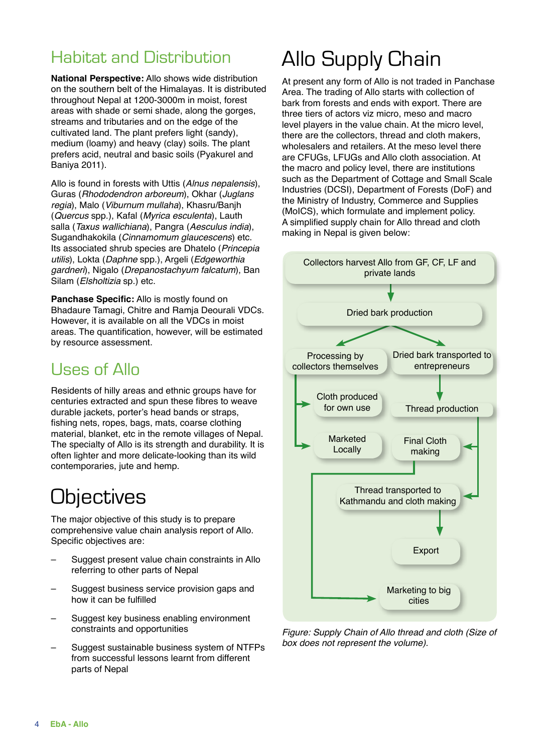## Habitat and Distribution

**National Perspective:** Allo shows wide distribution on the southern belt of the Himalayas. It is distributed throughout Nepal at 1200-3000m in moist, forest areas with shade or semi shade, along the gorges, streams and tributaries and on the edge of the cultivated land. The plant prefers light (sandy), medium (loamy) and heavy (clay) soils. The plant prefers acid, neutral and basic soils (Pyakurel and Baniya 2011).

Allo is found in forests with Uttis (*Alnus nepalensis*), Guras (*Rhododendron arboreum*), Okhar (*Juglans regia*), Malo (*Viburnum mullaha*), Khasru/Banjh (*Quercus* spp.), Kafal (*Myrica esculenta*), Lauth salla (*Taxus wallichiana*), Pangra (*Aesculus india*), Sugandhakokila (*Cinnamomum glaucescens*) etc. Its associated shrub species are Dhatelo (*Princepia utilis*), Lokta (*Daphne* spp.), Argeli (*Edgeworthia gardneri*), Nigalo (*Drepanostachyum falcatum*), Ban Silam (*Elsholtizia* sp.) etc.

**Panchase Specific:** Allo is mostly found on Bhadaure Tamagi, Chitre and Ramja Deourali VDCs. However, it is available on all the VDCs in moist areas. The quantification, however, will be estimated by resource assessment.

## Uses of Allo

Residents of hilly areas and ethnic groups have for centuries extracted and spun these fibres to weave durable jackets, porter's head bands or straps, fishing nets, ropes, bags, mats, coarse clothing material, blanket, etc in the remote villages of Nepal. The specialty of Allo is its strength and durability. It is often lighter and more delicate-looking than its wild contemporaries, jute and hemp.

# Objectives

The major objective of this study is to prepare comprehensive value chain analysis report of Allo. Specific objectives are:

- Suggest present value chain constraints in Allo referring to other parts of Nepal
- Suggest business service provision gaps and how it can be fulfilled
- Suggest key business enabling environment constraints and opportunities
- Suggest sustainable business system of NTFPs from successful lessons learnt from different parts of Nepal

# Allo Supply Chain

At present any form of Allo is not traded in Panchase Area. The trading of Allo starts with collection of bark from forests and ends with export. There are three tiers of actors viz micro, meso and macro level players in the value chain. At the micro level, there are the collectors, thread and cloth makers, wholesalers and retailers. At the meso level there are CFUGs, LFUGs and Allo cloth association. At the macro and policy level, there are institutions such as the Department of Cottage and Small Scale Industries (DCSI), Department of Forests (DoF) and the Ministry of Industry, Commerce and Supplies (MoICS), which formulate and implement policy. A simplified supply chain for Allo thread and cloth making in Nepal is given below:

- Collectors harvest Allo from GF, CF, LF and private lands
  - → Dried bark production
    - → Processing by collectors themselves
      - → Cloth produced for own use
      - → Marketed Locally
    - → Dried bark transported to entrepreneurs
      - → Thread production
        - → Final Cloth making → Marketing to big cities
        - → Thread transported to Kathmandu and cloth making → Export

*Figure: Supply Chain of Allo thread and cloth (Size of box does not represent the volume).*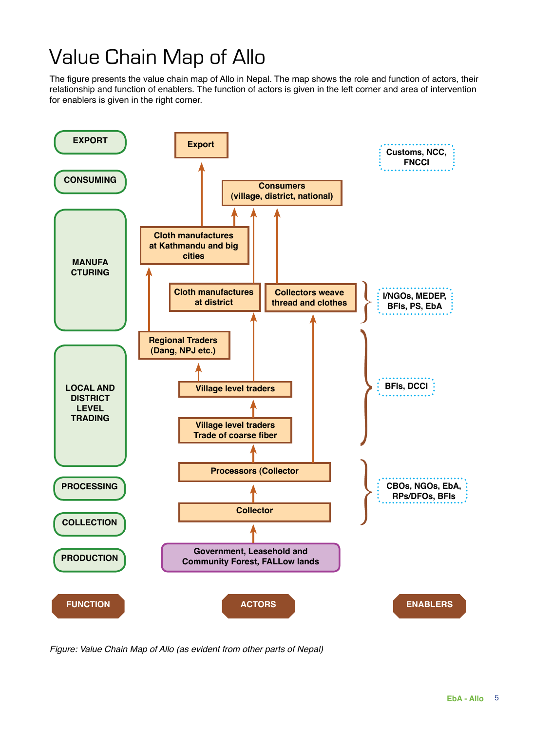# Value Chain Map of Allo

The figure presents the value chain map of Allo in Nepal. The map shows the role and function of actors, their relationship and function of enablers. The function of actors is given in the left corner and area of intervention for enablers is given in the right corner.

| FUNCTION | ACTORS | ENABLERS |
|---|---|---|
| EXPORT | Export | Customs, NCC, FNCCI |
| CONSUMING | Consumers (village, district, national) | |
| MANUFACTURING | Cloth manufactures at Kathmandu and big cities; Cloth manufactures at district; Collectors weave thread and clothes | I/NGOs, MEDEP, BFIs, PS, EbA |
| LOCAL AND DISTRICT LEVEL TRADING | Regional Traders (Dang, NPJ etc.); Village level traders; Village level traders Trade of coarse fiber | BFIs, DCCI |
| PROCESSING | Processors (Collector | CBOs, NGOs, EbA, RPs/DFOs, BFIs |
| COLLECTION | Collector | |
| PRODUCTION | Government, Leasehold and Community Forest, FALLow lands | |

*Figure: Value Chain Map of Allo (as evident from other parts of Nepal)*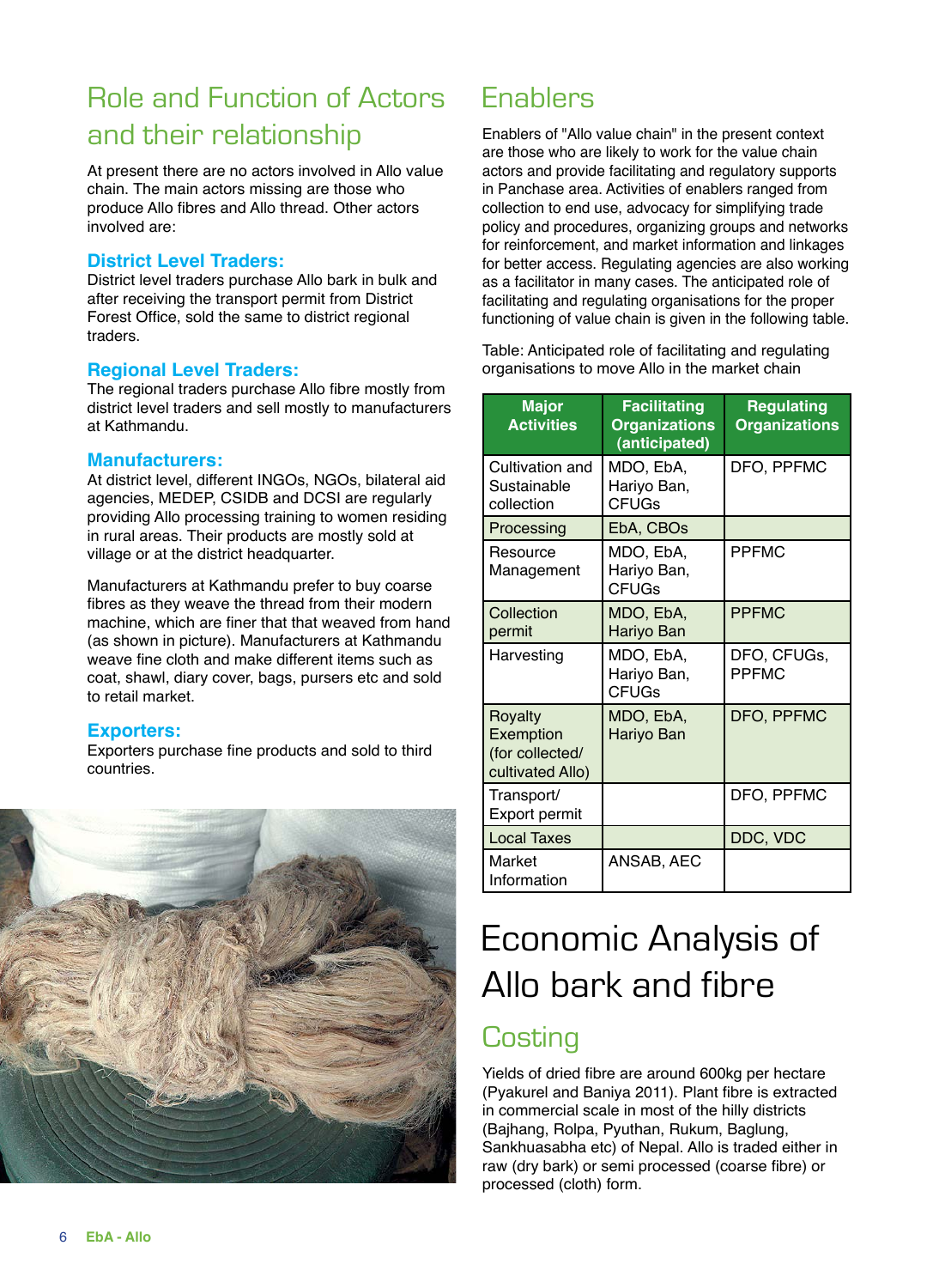# Role and Function of Actors and their relationship

At present there are no actors involved in Allo value chain. The main actors missing are those who produce Allo fibres and Allo thread. Other actors involved are:

### District Level Traders:

District level traders purchase Allo bark in bulk and after receiving the transport permit from District Forest Office, sold the same to district regional traders.

### Regional Level Traders:

The regional traders purchase Allo fibre mostly from district level traders and sell mostly to manufacturers at Kathmandu.

### Manufacturers:

At district level, different INGOs, NGOs, bilateral aid agencies, MEDEP, CSIDB and DCSI are regularly providing Allo processing training to women residing in rural areas. Their products are mostly sold at village or at the district headquarter.

Manufacturers at Kathmandu prefer to buy coarse fibres as they weave the thread from their modern machine, which are finer that that weaved from hand (as shown in picture). Manufacturers at Kathmandu weave fine cloth and make different items such as coat, shawl, diary cover, bags, pursers etc and sold to retail market.

### Exporters:

Exporters purchase fine products and sold to third countries.

# Enablers

Enablers of "Allo value chain" in the present context are those who are likely to work for the value chain actors and provide facilitating and regulatory supports in Panchase area. Activities of enablers ranged from collection to end use, advocacy for simplifying trade policy and procedures, organizing groups and networks for reinforcement, and market information and linkages for better access. Regulating agencies are also working as a facilitator in many cases. The anticipated role of facilitating and regulating organisations for the proper functioning of value chain is given in the following table.

Table: Anticipated role of facilitating and regulating organisations to move Allo in the market chain

| Major Activities | Facilitating Organizations (anticipated) | Regulating Organizations |
|---|---|---|
| Cultivation and Sustainable collection | MDO, EbA, Hariyo Ban, CFUGs | DFO, PPFMC |
| Processing | EbA, CBOs | |
| Resource Management | MDO, EbA, Hariyo Ban, CFUGs | PPFMC |
| Collection permit | MDO, EbA, Hariyo Ban | PPFMC |
| Harvesting | MDO, EbA, Hariyo Ban, CFUGs | DFO, CFUGs, PPFMC |
| Royalty Exemption (for collected/ cultivated Allo) | MDO, EbA, Hariyo Ban | DFO, PPFMC |
| Transport/ Export permit | | DFO, PPFMC |
| Local Taxes | | DDC, VDC |
| Market Information | ANSAB, AEC | |

# Economic Analysis of Allo bark and fibre

## Costing

Yields of dried fibre are around 600kg per hectare (Pyakurel and Baniya 2011). Plant fibre is extracted in commercial scale in most of the hilly districts (Bajhang, Rolpa, Pyuthan, Rukum, Baglung, Sankhuasabha etc) of Nepal. Allo is traded either in raw (dry bark) or semi processed (coarse fibre) or processed (cloth) form.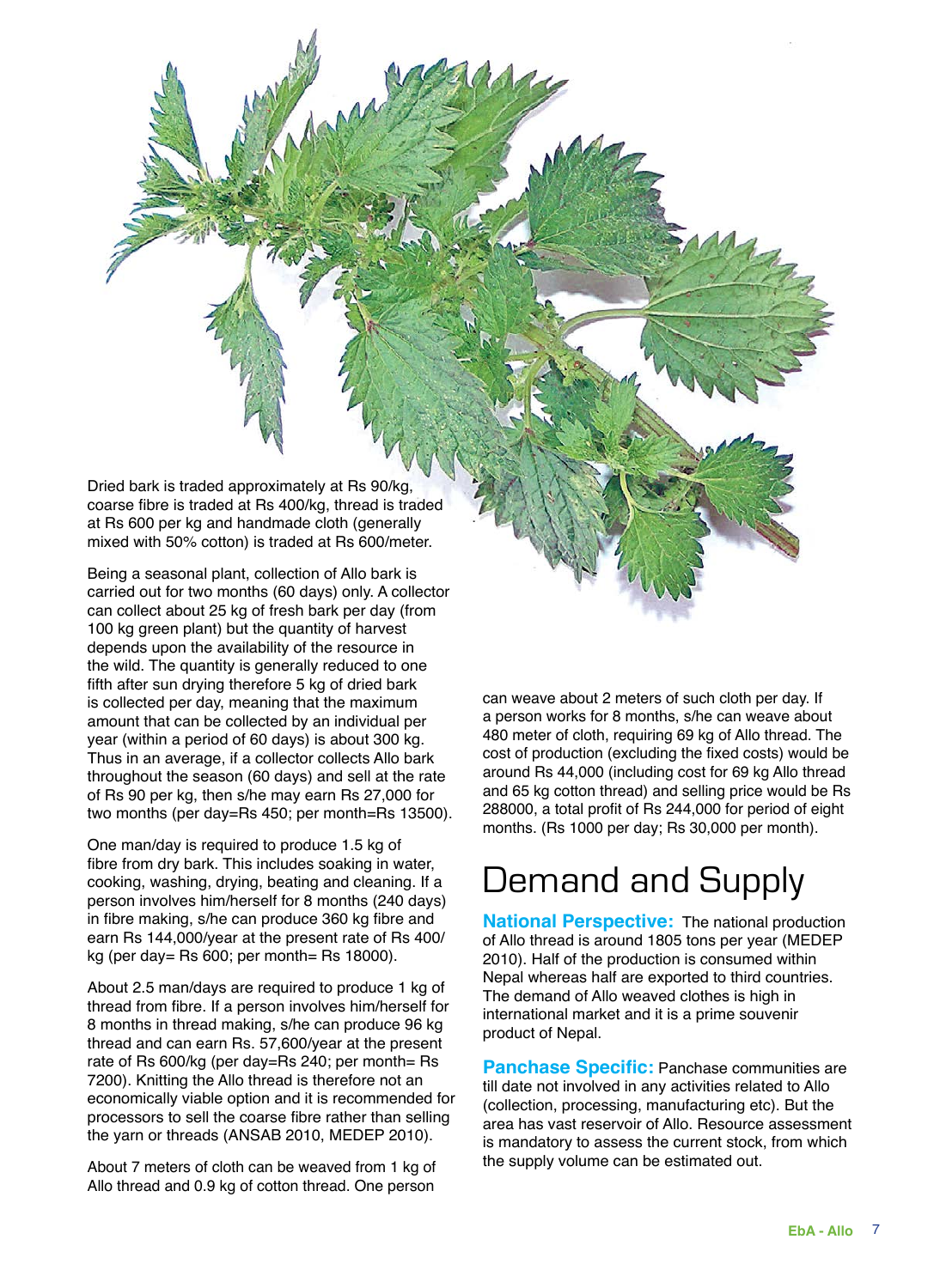Dried bark is traded approximately at Rs 90/kg, coarse fibre is traded at Rs 400/kg, thread is traded at Rs 600 per kg and handmade cloth (generally mixed with 50% cotton) is traded at Rs 600/meter.

Being a seasonal plant, collection of Allo bark is carried out for two months (60 days) only. A collector can collect about 25 kg of fresh bark per day (from 100 kg green plant) but the quantity of harvest depends upon the availability of the resource in the wild. The quantity is generally reduced to one fifth after sun drying therefore 5 kg of dried bark is collected per day, meaning that the maximum amount that can be collected by an individual per year (within a period of 60 days) is about 300 kg. Thus in an average, if a collector collects Allo bark throughout the season (60 days) and sell at the rate of Rs 90 per kg, then s/he may earn Rs 27,000 for two months (per day=Rs 450; per month=Rs 13500).

One man/day is required to produce 1.5 kg of fibre from dry bark. This includes soaking in water, cooking, washing, drying, beating and cleaning. If a person involves him/herself for 8 months (240 days) in fibre making, s/he can produce 360 kg fibre and earn Rs 144,000/year at the present rate of Rs 400/kg (per day= Rs 600; per month= Rs 18000).

About 2.5 man/days are required to produce 1 kg of thread from fibre. If a person involves him/herself for 8 months in thread making, s/he can produce 96 kg thread and can earn Rs. 57,600/year at the present rate of Rs 600/kg (per day=Rs 240; per month= Rs 7200). Knitting the Allo thread is therefore not an economically viable option and it is recommended for processors to sell the coarse fibre rather than selling the yarn or threads (ANSAB 2010, MEDEP 2010).

About 7 meters of cloth can be weaved from 1 kg of Allo thread and 0.9 kg of cotton thread. One person can weave about 2 meters of such cloth per day. If a person works for 8 months, s/he can weave about 480 meter of cloth, requiring 69 kg of Allo thread. The cost of production (excluding the fixed costs) would be around Rs 44,000 (including cost for 69 kg Allo thread and 65 kg cotton thread) and selling price would be Rs 288000, a total profit of Rs 244,000 for period of eight months. (Rs 1000 per day; Rs 30,000 per month).

# Demand and Supply

**National Perspective:** The national production of Allo thread is around 1805 tons per year (MEDEP 2010). Half of the production is consumed within Nepal whereas half are exported to third countries. The demand of Allo weaved clothes is high in international market and it is a prime souvenir product of Nepal.

**Panchase Specific:** Panchase communities are till date not involved in any activities related to Allo (collection, processing, manufacturing etc). But the area has vast reservoir of Allo. Resource assessment is mandatory to assess the current stock, from which the supply volume can be estimated out.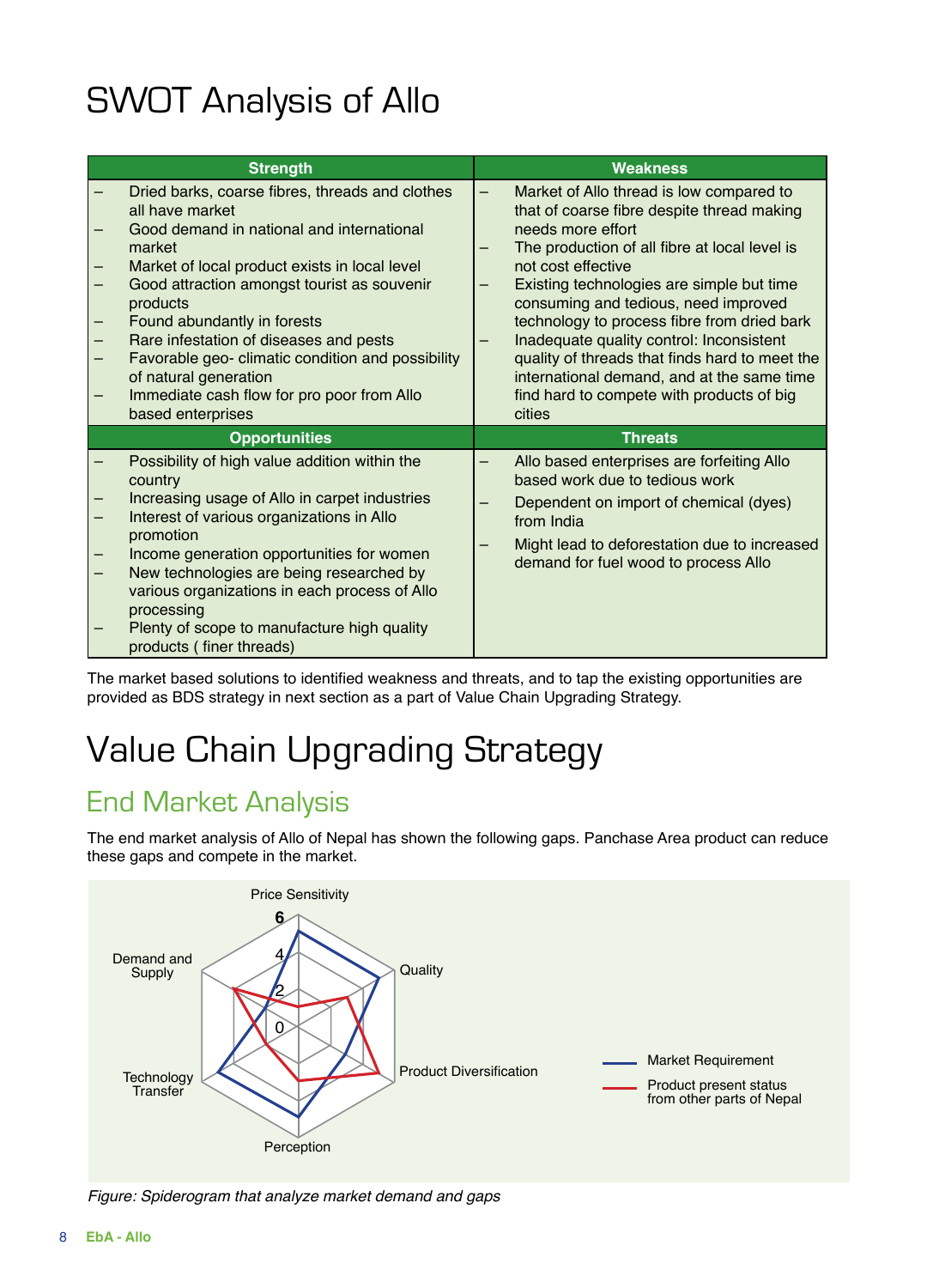# SWOT Analysis of Allo

| Strength | Weakness |
|---|---|
| – Dried barks, coarse fibres, threads and clothes all have market<br>– Good demand in national and international market<br>– Market of local product exists in local level<br>– Good attraction amongst tourist as souvenir products<br>– Found abundantly in forests<br>– Rare infestation of diseases and pests<br>– Favorable geo- climatic condition and possibility of natural generation<br>– Immediate cash flow for pro poor from Allo based enterprises | – Market of Allo thread is low compared to that of coarse fibre despite thread making needs more effort<br>– The production of all fibre at local level is not cost effective<br>– Existing technologies are simple but time consuming and tedious, need improved technology to process fibre from dried bark<br>– Inadequate quality control: Inconsistent quality of threads that finds hard to meet the international demand, and at the same time find hard to compete with products of big cities |
| **Opportunities** | **Threats** |
| – Possibility of high value addition within the country<br>– Increasing usage of Allo in carpet industries<br>– Interest of various organizations in Allo promotion<br>– Income generation opportunities for women<br>– New technologies are being researched by various organizations in each process of Allo processing<br>– Plenty of scope to manufacture high quality products ( finer threads) | – Allo based enterprises are forfeiting Allo based work due to tedious work<br>– Dependent on import of chemical (dyes) from India<br>– Might lead to deforestation due to increased demand for fuel wood to process Allo |

The market based solutions to identified weakness and threats, and to tap the existing opportunities are provided as BDS strategy in next section as a part of Value Chain Upgrading Strategy.

# Value Chain Upgrading Strategy

## End Market Analysis

The end market analysis of Allo of Nepal has shown the following gaps. Panchase Area product can reduce these gaps and compete in the market.

*Figure: Spiderogram that analyze market demand and gaps*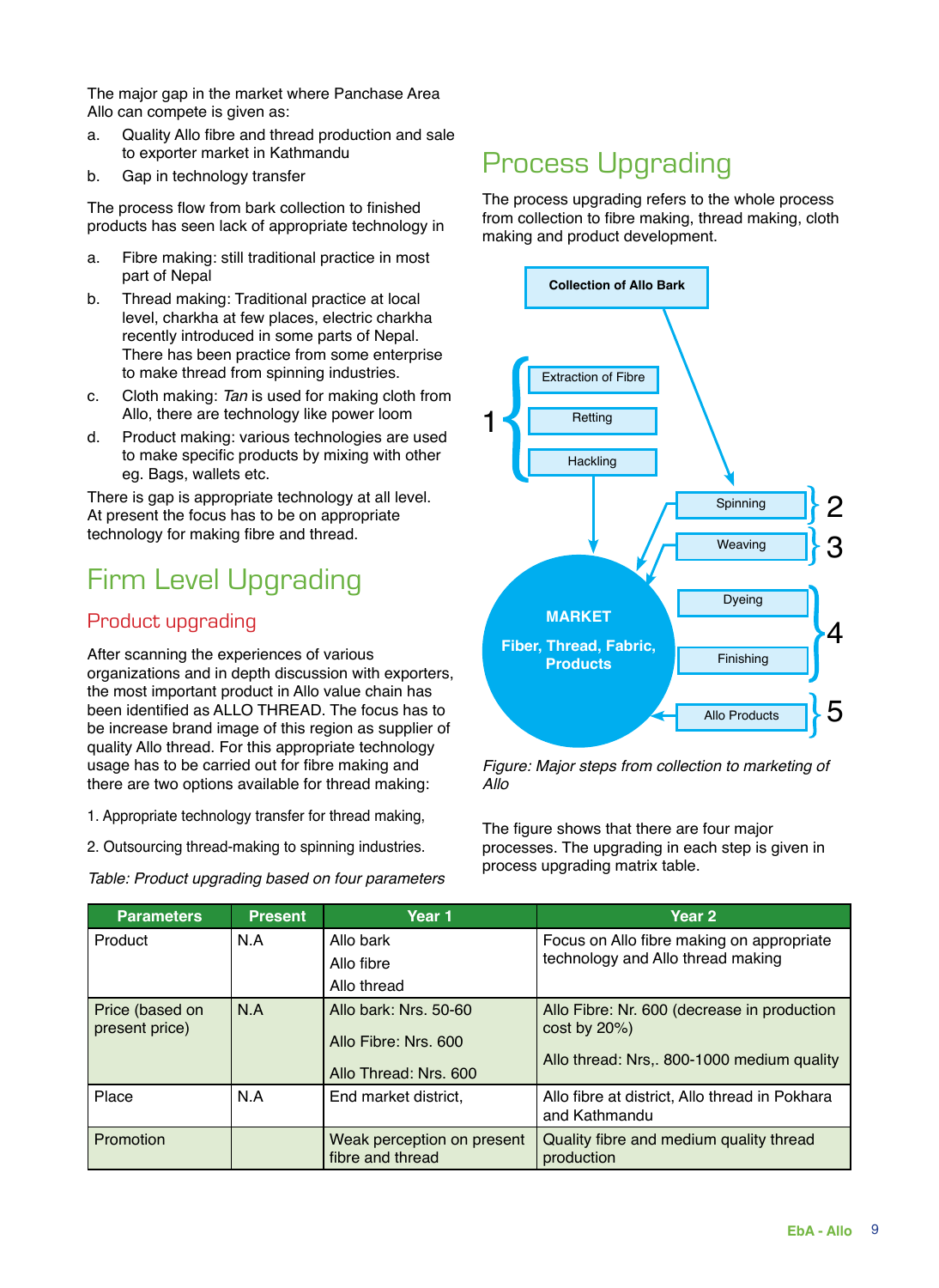The major gap in the market where Panchase Area Allo can compete is given as:

a. Quality Allo fibre and thread production and sale to exporter market in Kathmandu
b. Gap in technology transfer

The process flow from bark collection to finished products has seen lack of appropriate technology in

a. Fibre making: still traditional practice in most part of Nepal
b. Thread making: Traditional practice at local level, charkha at few places, electric charkha recently introduced in some parts of Nepal. There has been practice from some enterprise to make thread from spinning industries.
c. Cloth making: *Tan* is used for making cloth from Allo, there are technology like power loom
d. Product making: various technologies are used to make specific products by mixing with other eg. Bags, wallets etc.

There is gap is appropriate technology at all level. At present the focus has to be on appropriate technology for making fibre and thread.

## Firm Level Upgrading

### Product upgrading

After scanning the experiences of various organizations and in depth discussion with exporters, the most important product in Allo value chain has been identified as ALLO THREAD. The focus has to be increase brand image of this region as supplier of quality Allo thread. For this appropriate technology usage has to be carried out for fibre making and there are two options available for thread making:

1. Appropriate technology transfer for thread making,
2. Outsourcing thread-making to spinning industries.

*Table: Product upgrading based on four parameters*

| Parameters | Present | Year 1 | Year 2 |
|---|---|---|---|
| Product | N.A | Allo bark<br>Allo fibre<br>Allo thread | Focus on Allo fibre making on appropriate technology and Allo thread making |
| Price (based on present price) | N.A | Allo bark: Nrs. 50-60<br>Allo Fibre: Nrs. 600<br>Allo Thread: Nrs. 600 | Allo Fibre: Nr. 600 (decrease in production cost by 20%)<br>Allo thread: Nrs,. 800-1000 medium quality |
| Place | N.A | End market district, | Allo fibre at district, Allo thread in Pokhara and Kathmandu |
| Promotion | | Weak perception on present fibre and thread | Quality fibre and medium quality thread production |

## Process Upgrading

The process upgrading refers to the whole process from collection to fibre making, thread making, cloth making and product development.

Collection of Allo Bark

1 { Extraction of Fibre, Retting, Hackling }

2 { Spinning }

3 { Weaving }

4 { Dyeing, Finishing }

5 { Allo Products }

MARKET
Fiber, Thread, Fabric, Products

*Figure: Major steps from collection to marketing of Allo*

The figure shows that there are four major processes. The upgrading in each step is given in process upgrading matrix table.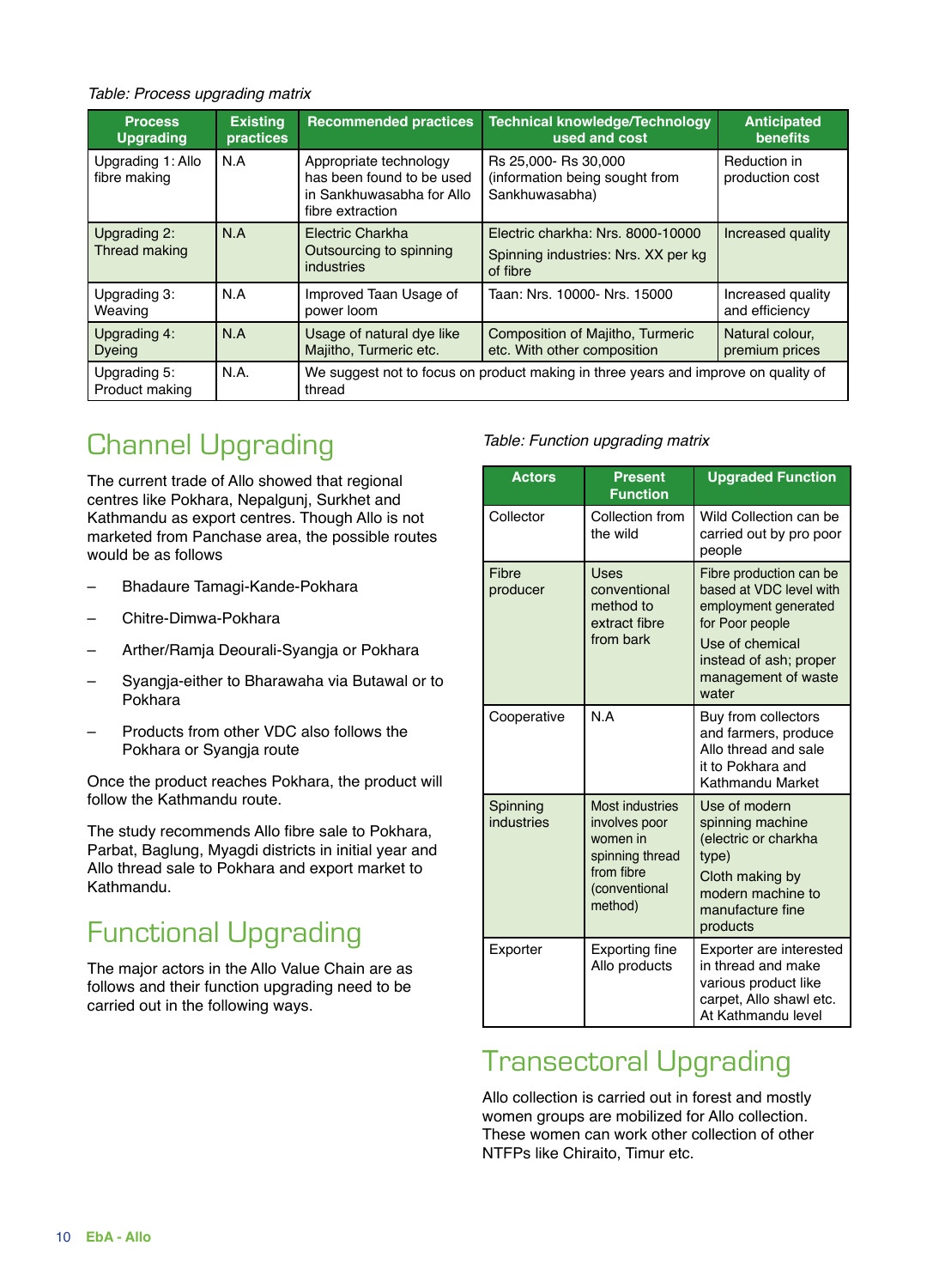*Table: Process upgrading matrix*

| Process Upgrading | Existing practices | Recommended practices | Technical knowledge/Technology used and cost | Anticipated benefits |
|---|---|---|---|---|
| Upgrading 1: Allo fibre making | N.A | Appropriate technology has been found to be used in Sankhuwasabha for Allo fibre extraction | Rs 25,000- Rs 30,000 (information being sought from Sankhuwasabha) | Reduction in production cost |
| Upgrading 2: Thread making | N.A | Electric Charkha Outsourcing to spinning industries | Electric charkha: Nrs. 8000-10000<br>Spinning industries: Nrs. XX per kg of fibre | Increased quality |
| Upgrading 3: Weaving | N.A | Improved Taan Usage of power loom | Taan: Nrs. 10000- Nrs. 15000 | Increased quality and efficiency |
| Upgrading 4: Dyeing | N.A | Usage of natural dye like Majitho, Turmeric etc. | Composition of Majitho, Turmeric etc. With other composition | Natural colour, premium prices |
| Upgrading 5: Product making | N.A. | We suggest not to focus on product making in three years and improve on quality of thread | | |

# Channel Upgrading

The current trade of Allo showed that regional centres like Pokhara, Nepalgunj, Surkhet and Kathmandu as export centres. Though Allo is not marketed from Panchase area, the possible routes would be as follows

- Bhadaure Tamagi-Kande-Pokhara
- Chitre-Dimwa-Pokhara
- Arther/Ramja Deourali-Syangja or Pokhara
- Syangja-either to Bharawaha via Butawal or to Pokhara
- Products from other VDC also follows the Pokhara or Syangja route

Once the product reaches Pokhara, the product will follow the Kathmandu route.

The study recommends Allo fibre sale to Pokhara, Parbat, Baglung, Myagdi districts in initial year and Allo thread sale to Pokhara and export market to Kathmandu.

# Functional Upgrading

The major actors in the Allo Value Chain are as follows and their function upgrading need to be carried out in the following ways.

*Table: Function upgrading matrix*

| Actors | Present Function | Upgraded Function |
|---|---|---|
| Collector | Collection from the wild | Wild Collection can be carried out by pro poor people |
| Fibre producer | Uses conventional method to extract fibre from bark | Fibre production can be based at VDC level with employment generated for Poor people<br>Use of chemical instead of ash; proper management of waste water |
| Cooperative | N.A | Buy from collectors and farmers, produce Allo thread and sale it to Pokhara and Kathmandu Market |
| Spinning industries | Most industries involves poor women in spinning thread from fibre (conventional method) | Use of modern spinning machine (electric or charkha type)<br>Cloth making by modern machine to manufacture fine products |
| Exporter | Exporting fine Allo products | Exporter are interested in thread and make various product like carpet, Allo shawl etc. At Kathmandu level |

# Transectoral Upgrading

Allo collection is carried out in forest and mostly women groups are mobilized for Allo collection. These women can work other collection of other NTFPs like Chiraito, Timur etc.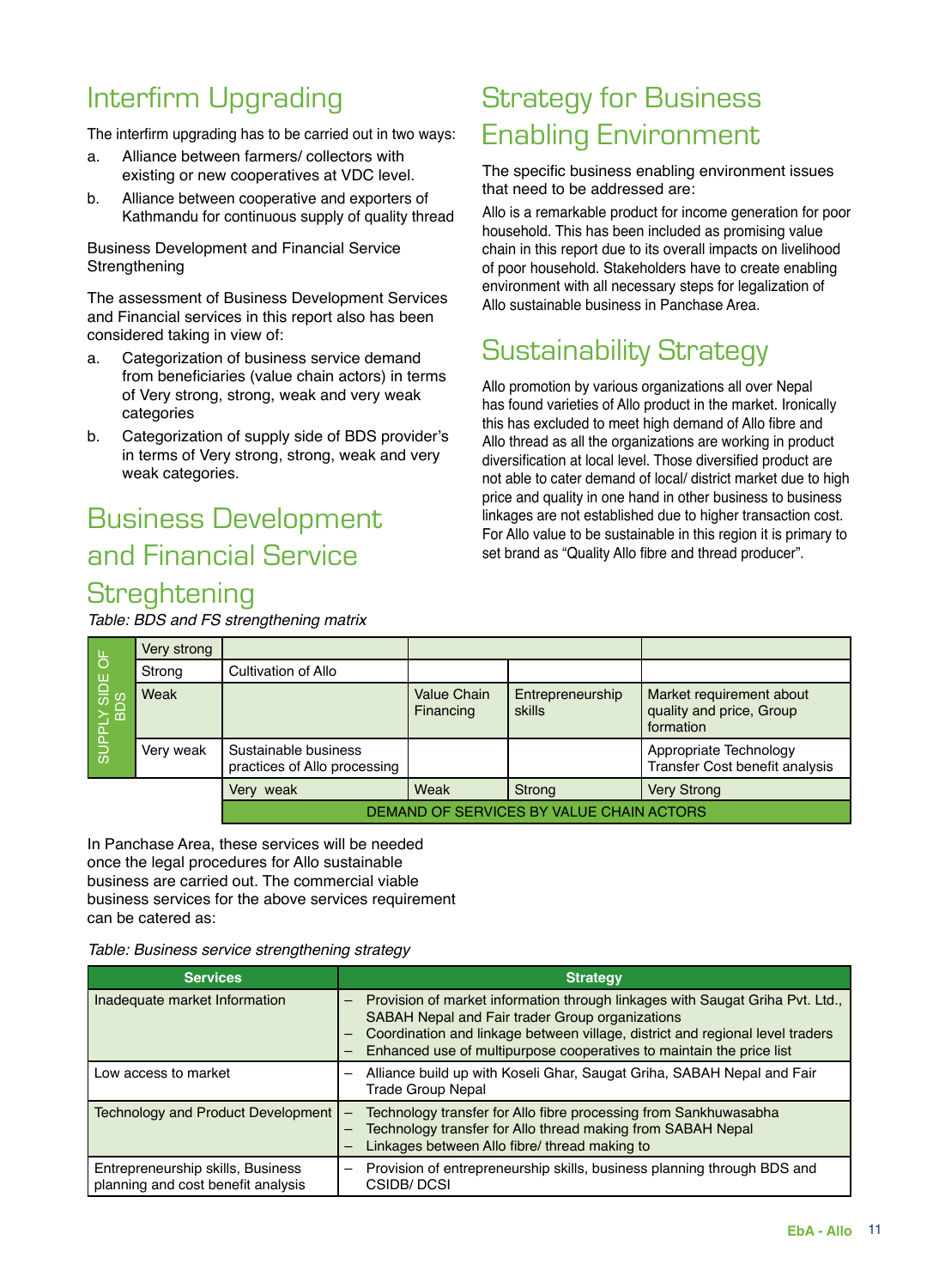# Interfirm Upgrading

The interfirm upgrading has to be carried out in two ways:

a. Alliance between farmers/ collectors with existing or new cooperatives at VDC level.
b. Alliance between cooperative and exporters of Kathmandu for continuous supply of quality thread

Business Development and Financial Service Strengthening

The assessment of Business Development Services and Financial services in this report also has been considered taking in view of:

a. Categorization of business service demand from beneficiaries (value chain actors) in terms of Very strong, strong, weak and very weak categories
b. Categorization of supply side of BDS provider's in terms of Very strong, strong, weak and very weak categories.

# Business Development and Financial Service Streghtening

*Table: BDS and FS strengthening matrix*

| SUPPLY SIDE OF BDS | | DEMAND OF SERVICES BY VALUE CHAIN ACTORS: Very weak | Weak | Strong | Very Strong |
|---|---|---|---|---|---|
| | Very strong | | | | |
| | Strong | Cultivation of Allo | | | |
| | Weak | | Value Chain Financing | Entrepreneurship skills | Market requirement about quality and price, Group formation |
| | Very weak | Sustainable business practices of Allo processing | | | Appropriate Technology Transfer Cost benefit analysis |

In Panchase Area, these services will be needed once the legal procedures for Allo sustainable business are carried out. The commercial viable business services for the above services requirement can be catered as:

*Table: Business service strengthening strategy*

| Services | Strategy |
|---|---|
| Inadequate market Information | – Provision of market information through linkages with Saugat Griha Pvt. Ltd., SABAH Nepal and Fair trader Group organizations<br>– Coordination and linkage between village, district and regional level traders<br>– Enhanced use of multipurpose cooperatives to maintain the price list |
| Low access to market | – Alliance build up with Koseli Ghar, Saugat Griha, SABAH Nepal and Fair Trade Group Nepal |
| Technology and Product Development | – Technology transfer for Allo fibre processing from Sankhuwasabha<br>– Technology transfer for Allo thread making from SABAH Nepal<br>– Linkages between Allo fibre/ thread making to |
| Entrepreneurship skills, Business planning and cost benefit analysis | – Provision of entrepreneurship skills, business planning through BDS and CSIDB/ DCSI |

# Strategy for Business Enabling Environment

The specific business enabling environment issues that need to be addressed are:

Allo is a remarkable product for income generation for poor household. This has been included as promising value chain in this report due to its overall impacts on livelihood of poor household. Stakeholders have to create enabling environment with all necessary steps for legalization of Allo sustainable business in Panchase Area.

# Sustainability Strategy

Allo promotion by various organizations all over Nepal has found varieties of Allo product in the market. Ironically this has excluded to meet high demand of Allo fibre and Allo thread as all the organizations are working in product diversification at local level. Those diversified product are not able to cater demand of local/ district market due to high price and quality in one hand in other business to business linkages are not established due to higher transaction cost. For Allo value to be sustainable in this region it is primary to set brand as "Quality Allo fibre and thread producer".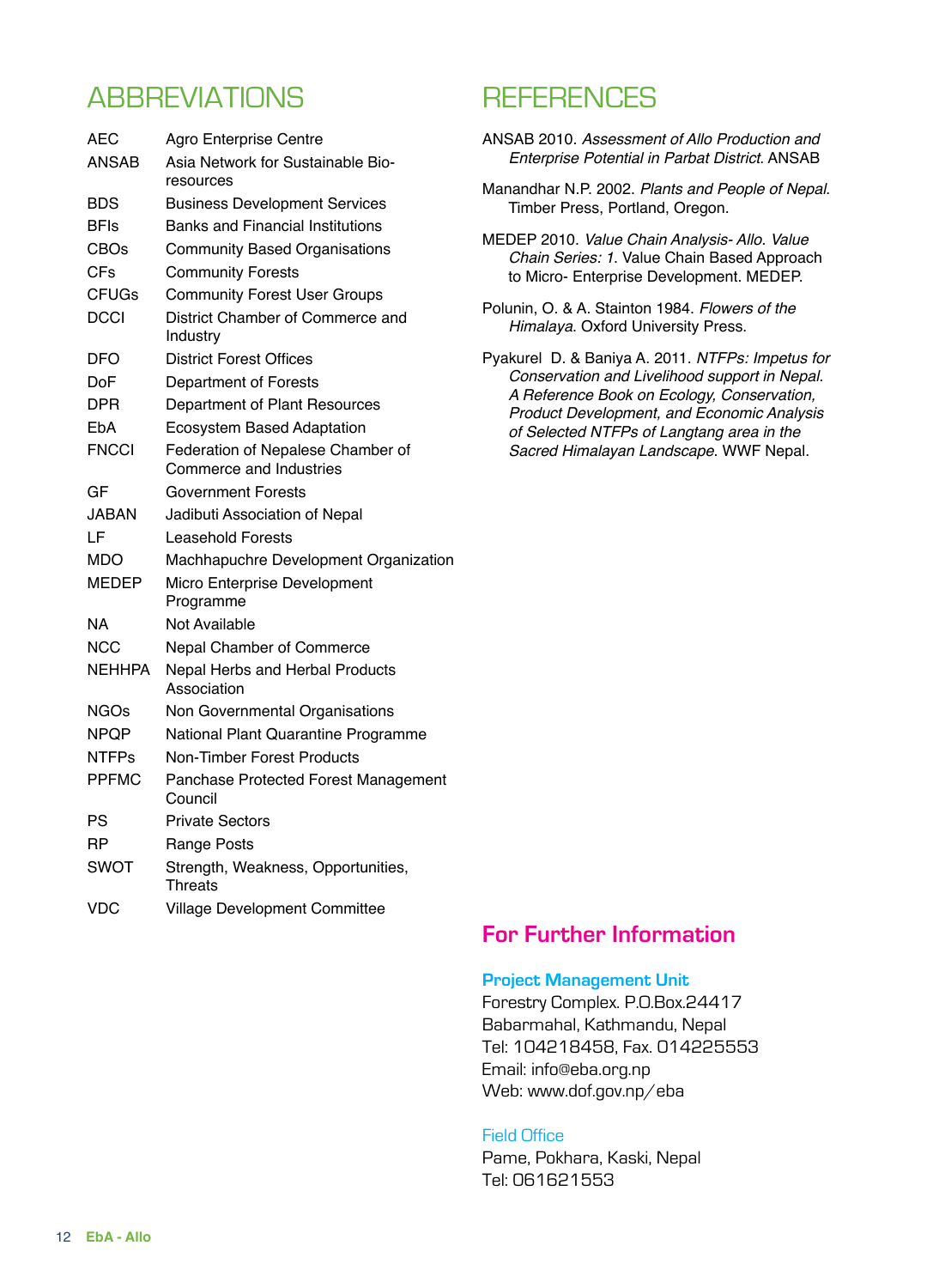## ABBREVIATIONS

| | |
|---|---|
| AEC | Agro Enterprise Centre |
| ANSAB | Asia Network for Sustainable Bio-resources |
| BDS | Business Development Services |
| BFIs | Banks and Financial Institutions |
| CBOs | Community Based Organisations |
| CFs | Community Forests |
| CFUGs | Community Forest User Groups |
| DCCI | District Chamber of Commerce and Industry |
| DFO | District Forest Offices |
| DoF | Department of Forests |
| DPR | Department of Plant Resources |
| EbA | Ecosystem Based Adaptation |
| FNCCI | Federation of Nepalese Chamber of Commerce and Industries |
| GF | Government Forests |
| JABAN | Jadibuti Association of Nepal |
| LF | Leasehold Forests |
| MDO | Machhapuchre Development Organization |
| MEDEP | Micro Enterprise Development Programme |
| NA | Not Available |
| NCC | Nepal Chamber of Commerce |
| NEHHPA | Nepal Herbs and Herbal Products Association |
| NGOs | Non Governmental Organisations |
| NPQP | National Plant Quarantine Programme |
| NTFPs | Non-Timber Forest Products |
| PPFMC | Panchase Protected Forest Management Council |
| PS | Private Sectors |
| RP | Range Posts |
| SWOT | Strength, Weakness, Opportunities, Threats |
| VDC | Village Development Committee |

## REFERENCES

ANSAB 2010. *Assessment of Allo Production and Enterprise Potential in Parbat District*. ANSAB

Manandhar N.P. 2002. *Plants and People of Nepal*. Timber Press, Portland, Oregon.

MEDEP 2010. *Value Chain Analysis- Allo. Value Chain Series: 1*. Value Chain Based Approach to Micro- Enterprise Development. MEDEP.

Polunin, O. & A. Stainton 1984. *Flowers of the Himalaya*. Oxford University Press.

Pyakurel D. & Baniya A. 2011. *NTFPs: Impetus for Conservation and Livelihood support in Nepal. A Reference Book on Ecology, Conservation, Product Development, and Economic Analysis of Selected NTFPs of Langtang area in the Sacred Himalayan Landscape*. WWF Nepal.

## For Further Information

**Project Management Unit**
Forestry Complex. P.O.Box.24417
Babarmahal, Kathmandu, Nepal
Tel: 104218458, Fax. 014225553
Email: info@eba.org.np
Web: www.dof.gov.np/eba

**Field Office**
Pame, Pokhara, Kaski, Nepal
Tel: 061621553